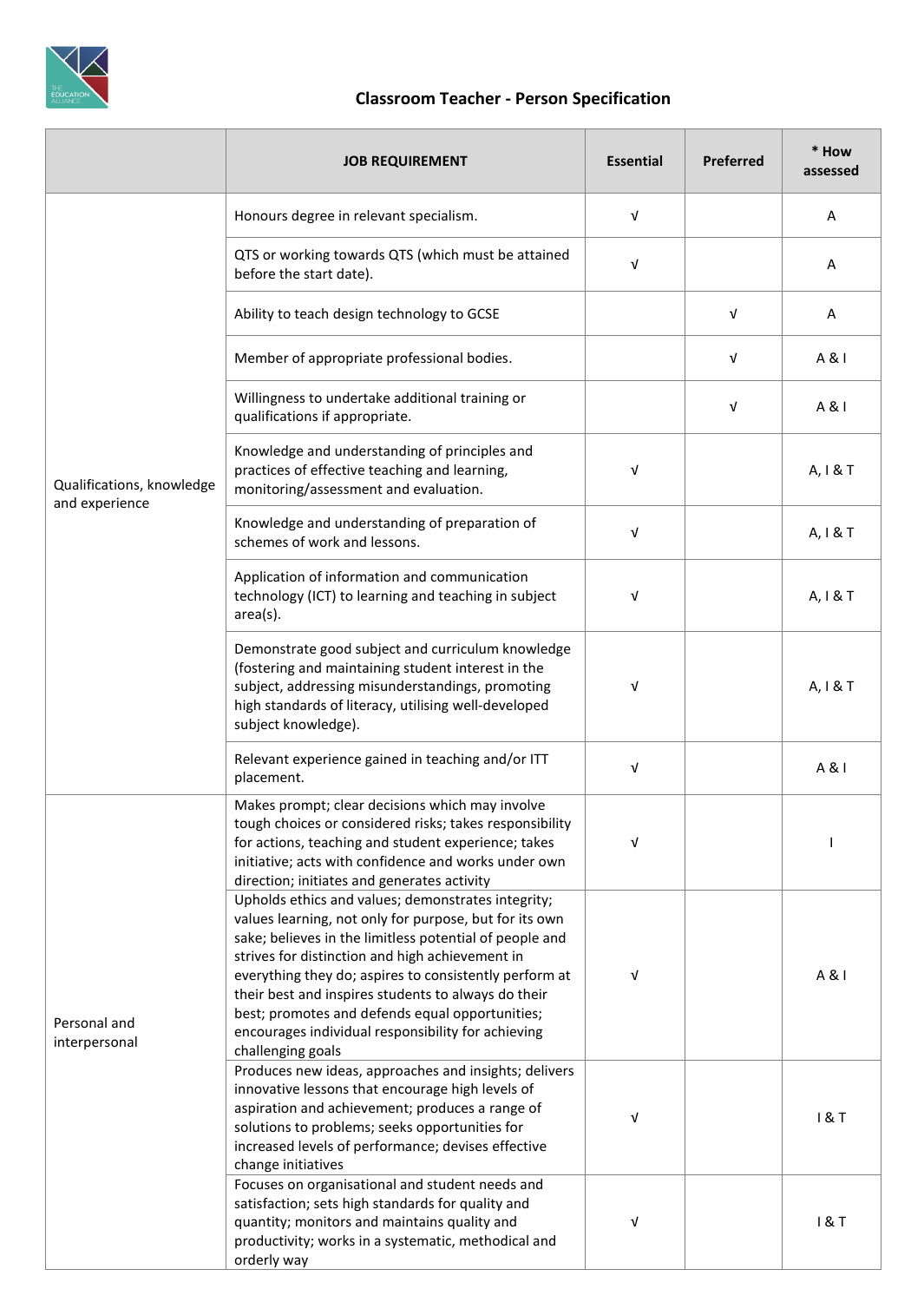## Classroom Teacher - Person Specification

| | JOB REQUIREMENT | Essential | Preferred | * How assessed |
|---|---|---|---|---|
| Qualifications, knowledge and experience | Honours degree in relevant specialism. | √ | | A |
| | QTS or working towards QTS (which must be attained before the start date). | √ | | A |
| | Ability to teach design technology to GCSE | | √ | A |
| | Member of appropriate professional bodies. | | √ | A & I |
| | Willingness to undertake additional training or qualifications if appropriate. | | √ | A & I |
| | Knowledge and understanding of principles and practices of effective teaching and learning, monitoring/assessment and evaluation. | √ | | A, I & T |
| | Knowledge and understanding of preparation of schemes of work and lessons. | √ | | A, I & T |
| | Application of information and communication technology (ICT) to learning and teaching in subject area(s). | √ | | A, I & T |
| | Demonstrate good subject and curriculum knowledge (fostering and maintaining student interest in the subject, addressing misunderstandings, promoting high standards of literacy, utilising well-developed subject knowledge). | √ | | A, I & T |
| | Relevant experience gained in teaching and/or ITT placement. | √ | | A & I |
| Personal and interpersonal | Makes prompt; clear decisions which may involve tough choices or considered risks; takes responsibility for actions, teaching and student experience; takes initiative; acts with confidence and works under own direction; initiates and generates activity | √ | | I |
| | Upholds ethics and values; demonstrates integrity; values learning, not only for purpose, but for its own sake; believes in the limitless potential of people and strives for distinction and high achievement in everything they do; aspires to consistently perform at their best and inspires students to always do their best; promotes and defends equal opportunities; encourages individual responsibility for achieving challenging goals | √ | | A & I |
| | Produces new ideas, approaches and insights; delivers innovative lessons that encourage high levels of aspiration and achievement; produces a range of solutions to problems; seeks opportunities for increased levels of performance; devises effective change initiatives | √ | | I & T |
| | Focuses on organisational and student needs and satisfaction; sets high standards for quality and quantity; monitors and maintains quality and productivity; works in a systematic, methodical and orderly way | √ | | I & T |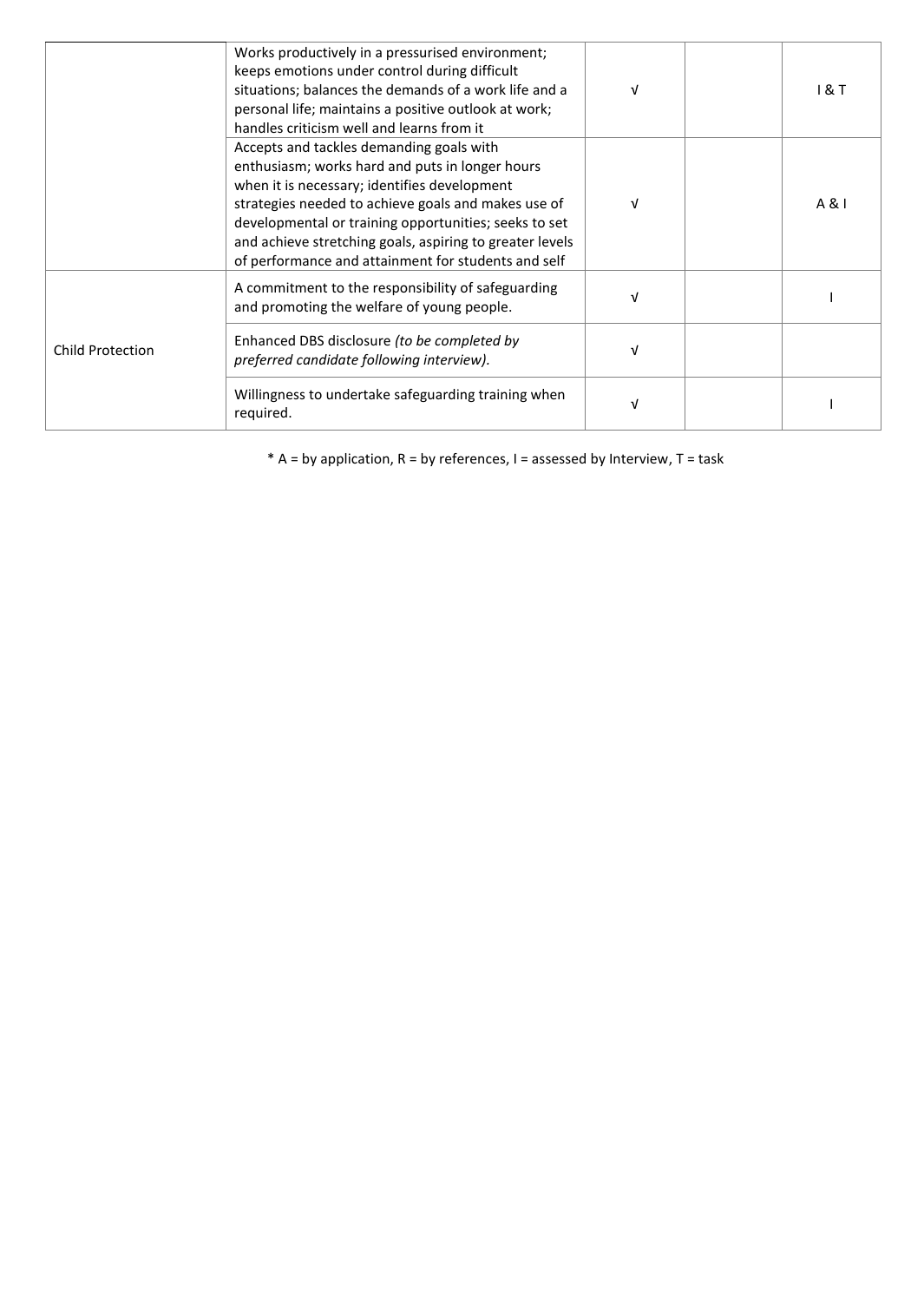| | | | | |
|---|---|---|---|---|
| | Works productively in a pressurised environment; keeps emotions under control during difficult situations; balances the demands of a work life and a personal life; maintains a positive outlook at work; handles criticism well and learns from it | √ | | I & T |
| | Accepts and tackles demanding goals with enthusiasm; works hard and puts in longer hours when it is necessary; identifies development strategies needed to achieve goals and makes use of developmental or training opportunities; seeks to set and achieve stretching goals, aspiring to greater levels of performance and attainment for students and self | √ | | A & I |
| Child Protection | A commitment to the responsibility of safeguarding and promoting the welfare of young people. | √ | | I |
| | Enhanced DBS disclosure *(to be completed by preferred candidate following interview).* | √ | | |
| | Willingness to undertake safeguarding training when required. | √ | | I |

* A = by application, R = by references, I = assessed by Interview, T = task